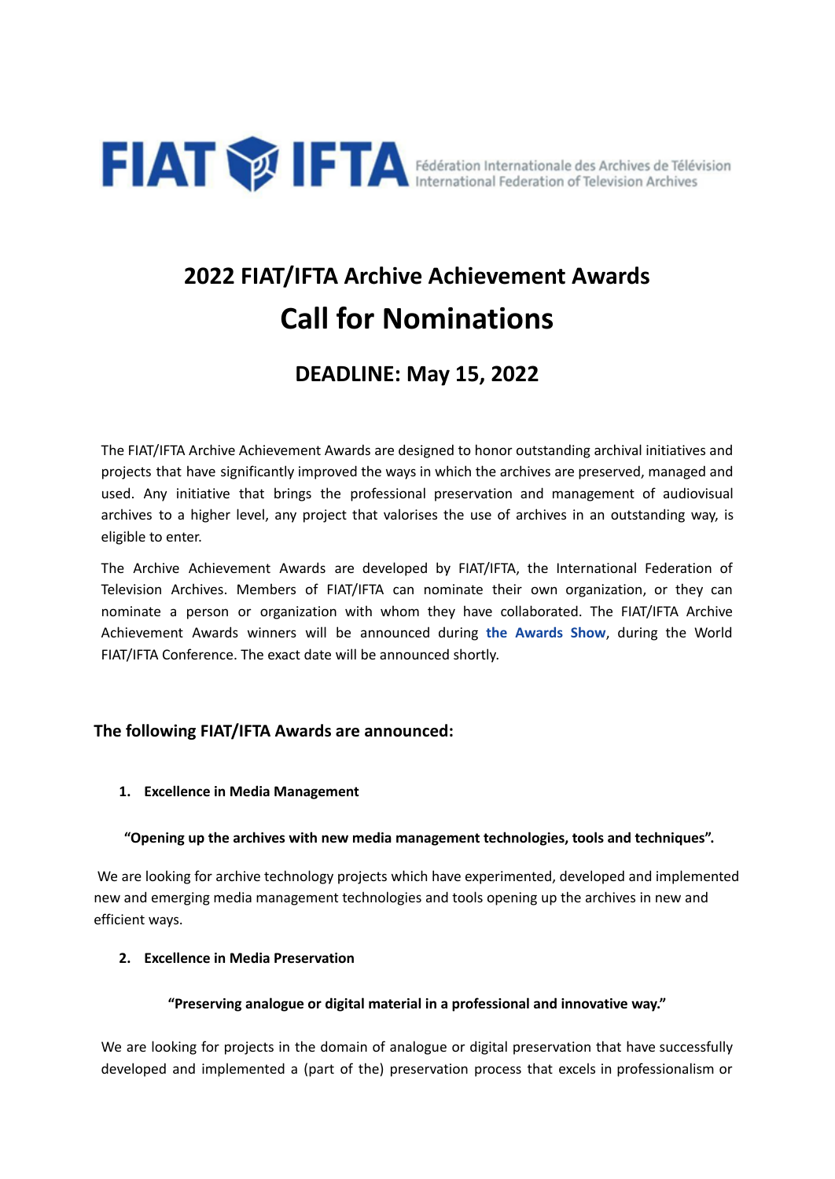FIAT IFTA Fédération Internationale des Archives de Télévision International Federation of Television Archives

# 2022 FIAT/IFTA Archive Achievement Awards

# Call for Nominations

## DEADLINE: May 15, 2022

The FIAT/IFTA Archive Achievement Awards are designed to honor outstanding archival initiatives and projects that have significantly improved the ways in which the archives are preserved, managed and used. Any initiative that brings the professional preservation and management of audiovisual archives to a higher level, any project that valorises the use of archives in an outstanding way, is eligible to enter.

The Archive Achievement Awards are developed by FIAT/IFTA, the International Federation of Television Archives. Members of FIAT/IFTA can nominate their own organization, or they can nominate a person or organization with whom they have collaborated. The FIAT/IFTA Archive Achievement Awards winners will be announced during **the Awards Show**, during the World FIAT/IFTA Conference. The exact date will be announced shortly.

### The following FIAT/IFTA Awards are announced:

1. **Excellence in Media Management**

**"Opening up the archives with new media management technologies, tools and techniques".**

We are looking for archive technology projects which have experimented, developed and implemented new and emerging media management technologies and tools opening up the archives in new and efficient ways.

2. **Excellence in Media Preservation**

**"Preserving analogue or digital material in a professional and innovative way."**

We are looking for projects in the domain of analogue or digital preservation that have successfully developed and implemented a (part of the) preservation process that excels in professionalism or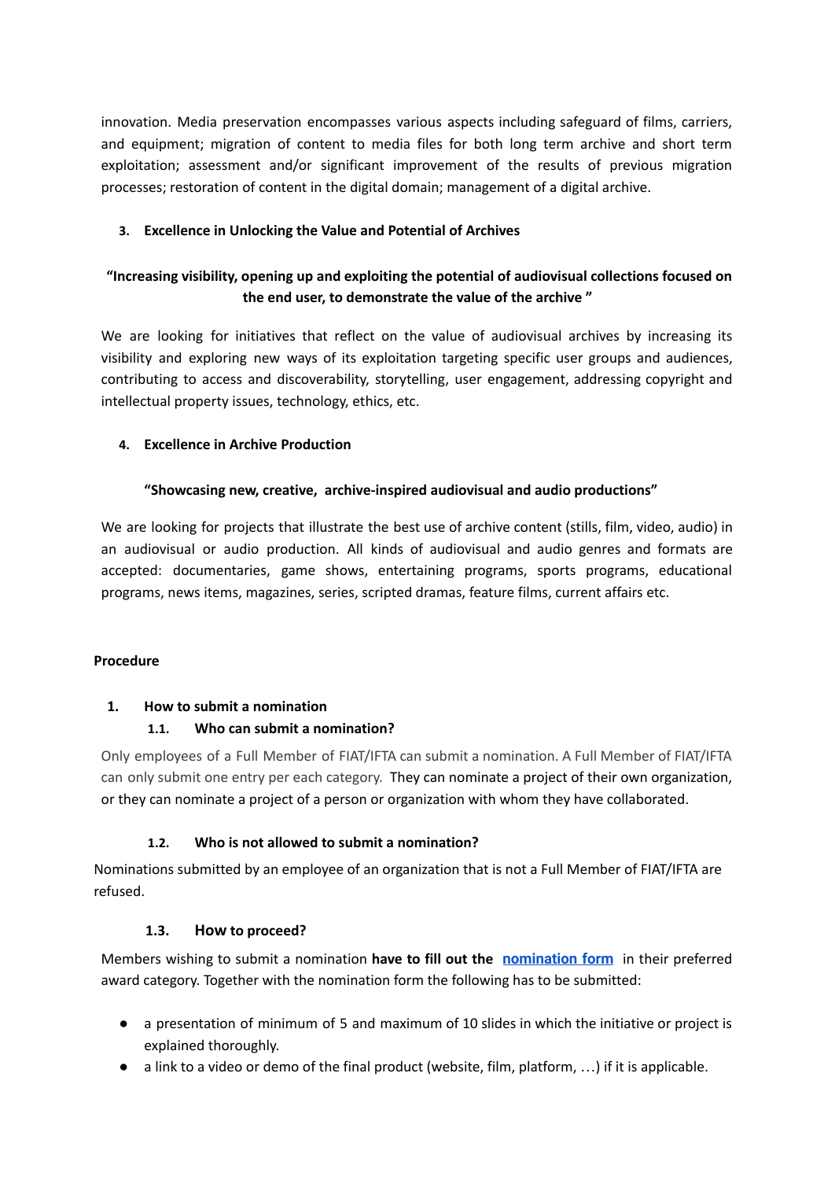innovation. Media preservation encompasses various aspects including safeguard of films, carriers, and equipment; migration of content to media files for both long term archive and short term exploitation; assessment and/or significant improvement of the results of previous migration processes; restoration of content in the digital domain; management of a digital archive.

### 3. Excellence in Unlocking the Value and Potential of Archives

**"Increasing visibility, opening up and exploiting the potential of audiovisual collections focused on the end user, to demonstrate the value of the archive "**

We are looking for initiatives that reflect on the value of audiovisual archives by increasing its visibility and exploring new ways of its exploitation targeting specific user groups and audiences, contributing to access and discoverability, storytelling, user engagement, addressing copyright and intellectual property issues, technology, ethics, etc.

### 4. Excellence in Archive Production

**"Showcasing new, creative, archive-inspired audiovisual and audio productions"**

We are looking for projects that illustrate the best use of archive content (stills, film, video, audio) in an audiovisual or audio production. All kinds of audiovisual and audio genres and formats are accepted: documentaries, game shows, entertaining programs, sports programs, educational programs, news items, magazines, series, scripted dramas, feature films, current affairs etc.

## Procedure

### 1. How to submit a nomination

#### 1.1. Who can submit a nomination?

Only employees of a Full Member of FIAT/IFTA can submit a nomination. A Full Member of FIAT/IFTA can only submit one entry per each category. They can nominate a project of their own organization, or they can nominate a project of a person or organization with whom they have collaborated.

#### 1.2. Who is not allowed to submit a nomination?

Nominations submitted by an employee of an organization that is not a Full Member of FIAT/IFTA are refused.

#### 1.3. How to proceed?

Members wishing to submit a nomination **have to fill out the nomination form** in their preferred award category. Together with the nomination form the following has to be submitted:

- a presentation of minimum of 5 and maximum of 10 slides in which the initiative or project is explained thoroughly.
- a link to a video or demo of the final product (website, film, platform, …) if it is applicable.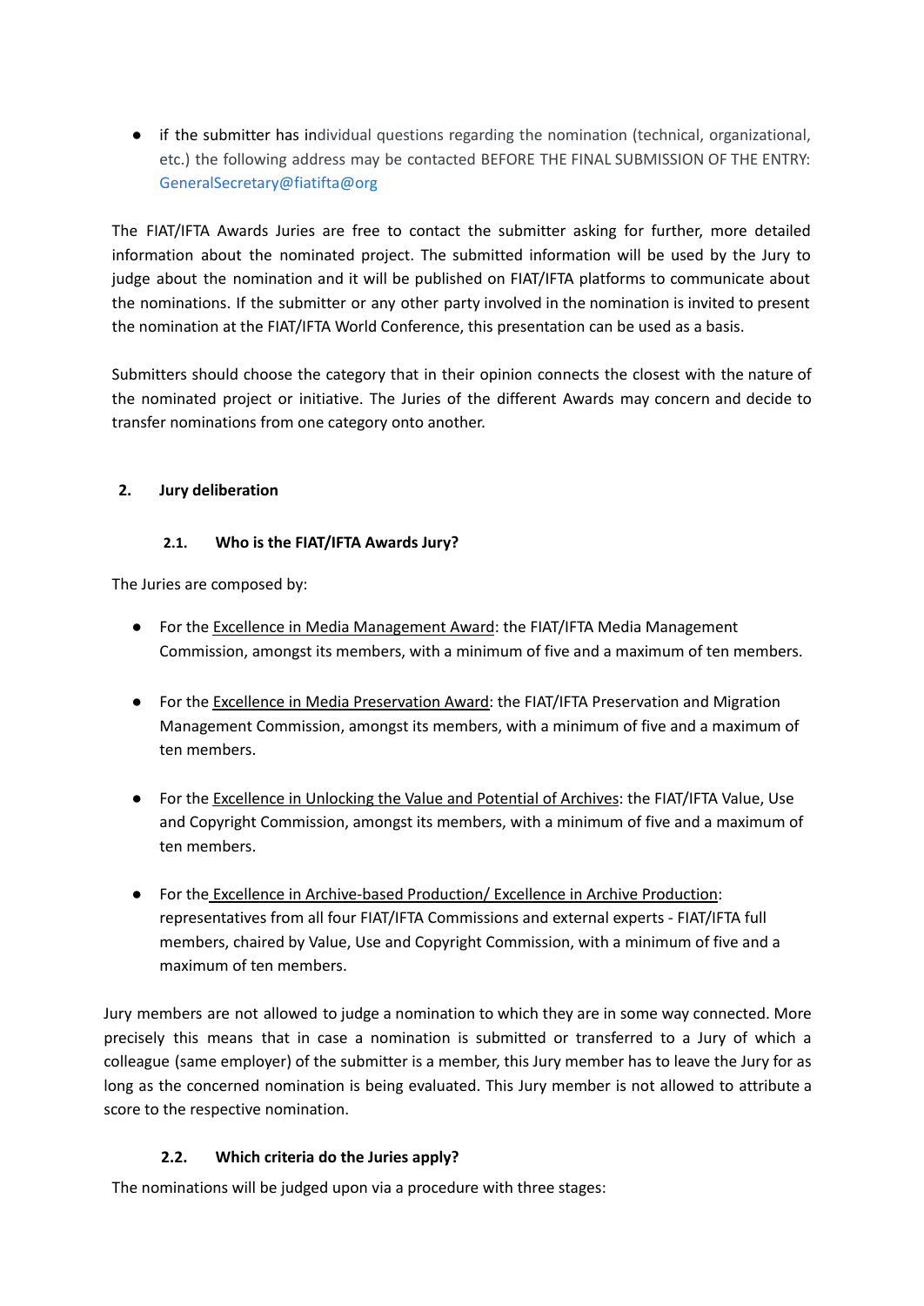- if the submitter has individual questions regarding the nomination (technical, organizational, etc.) the following address may be contacted BEFORE THE FINAL SUBMISSION OF THE ENTRY: GeneralSecretary@fiatifta@org

The FIAT/IFTA Awards Juries are free to contact the submitter asking for further, more detailed information about the nominated project. The submitted information will be used by the Jury to judge about the nomination and it will be published on FIAT/IFTA platforms to communicate about the nominations. If the submitter or any other party involved in the nomination is invited to present the nomination at the FIAT/IFTA World Conference, this presentation can be used as a basis.

Submitters should choose the category that in their opinion connects the closest with the nature of the nominated project or initiative. The Juries of the different Awards may concern and decide to transfer nominations from one category onto another.

## 2. Jury deliberation

### 2.1. Who is the FIAT/IFTA Awards Jury?

The Juries are composed by:

- For the Excellence in Media Management Award: the FIAT/IFTA Media Management Commission, amongst its members, with a minimum of five and a maximum of ten members.

- For the Excellence in Media Preservation Award: the FIAT/IFTA Preservation and Migration Management Commission, amongst its members, with a minimum of five and a maximum of ten members.

- For the Excellence in Unlocking the Value and Potential of Archives: the FIAT/IFTA Value, Use and Copyright Commission, amongst its members, with a minimum of five and a maximum of ten members.

- For the Excellence in Archive-based Production/ Excellence in Archive Production: representatives from all four FIAT/IFTA Commissions and external experts - FIAT/IFTA full members, chaired by Value, Use and Copyright Commission, with a minimum of five and a maximum of ten members.

Jury members are not allowed to judge a nomination to which they are in some way connected. More precisely this means that in case a nomination is submitted or transferred to a Jury of which a colleague (same employer) of the submitter is a member, this Jury member has to leave the Jury for as long as the concerned nomination is being evaluated. This Jury member is not allowed to attribute a score to the respective nomination.

### 2.2. Which criteria do the Juries apply?

The nominations will be judged upon via a procedure with three stages: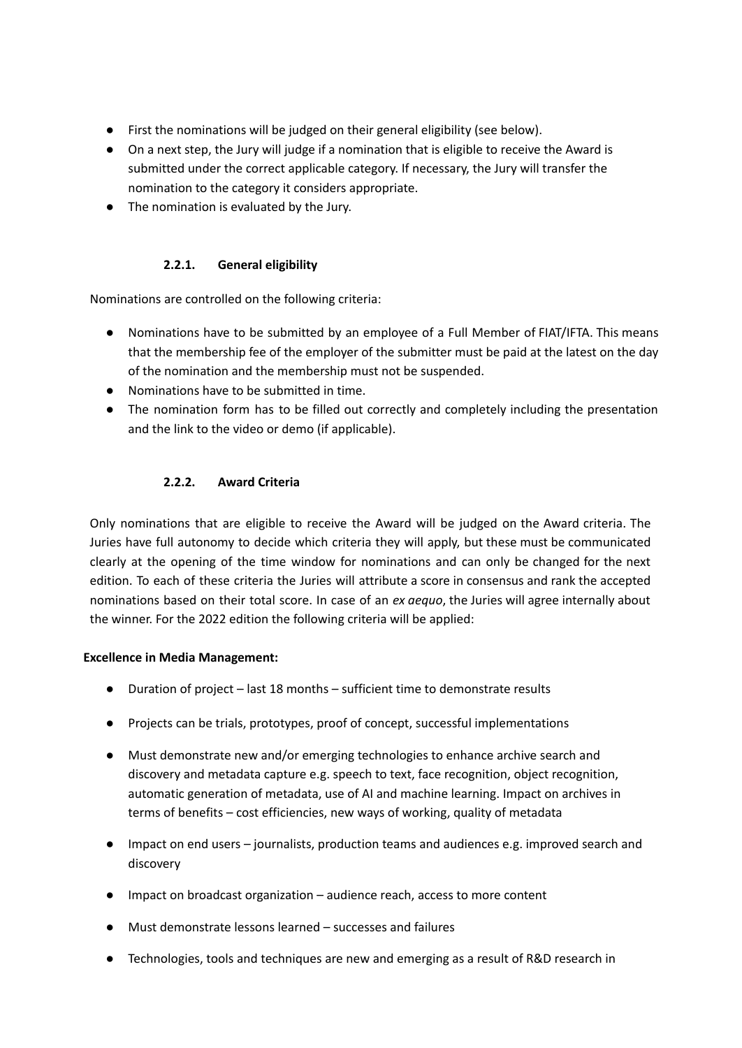- First the nominations will be judged on their general eligibility (see below).
- On a next step, the Jury will judge if a nomination that is eligible to receive the Award is submitted under the correct applicable category. If necessary, the Jury will transfer the nomination to the category it considers appropriate.
- The nomination is evaluated by the Jury.

#### 2.2.1. General eligibility

Nominations are controlled on the following criteria:

- Nominations have to be submitted by an employee of a Full Member of FIAT/IFTA. This means that the membership fee of the employer of the submitter must be paid at the latest on the day of the nomination and the membership must not be suspended.
- Nominations have to be submitted in time.
- The nomination form has to be filled out correctly and completely including the presentation and the link to the video or demo (if applicable).

#### 2.2.2. Award Criteria

Only nominations that are eligible to receive the Award will be judged on the Award criteria. The Juries have full autonomy to decide which criteria they will apply, but these must be communicated clearly at the opening of the time window for nominations and can only be changed for the next edition. To each of these criteria the Juries will attribute a score in consensus and rank the accepted nominations based on their total score. In case of an *ex aequo*, the Juries will agree internally about the winner. For the 2022 edition the following criteria will be applied:

**Excellence in Media Management:**

- Duration of project – last 18 months – sufficient time to demonstrate results
- Projects can be trials, prototypes, proof of concept, successful implementations
- Must demonstrate new and/or emerging technologies to enhance archive search and discovery and metadata capture e.g. speech to text, face recognition, object recognition, automatic generation of metadata, use of AI and machine learning. Impact on archives in terms of benefits – cost efficiencies, new ways of working, quality of metadata
- Impact on end users – journalists, production teams and audiences e.g. improved search and discovery
- Impact on broadcast organization – audience reach, access to more content
- Must demonstrate lessons learned – successes and failures
- Technologies, tools and techniques are new and emerging as a result of R&D research in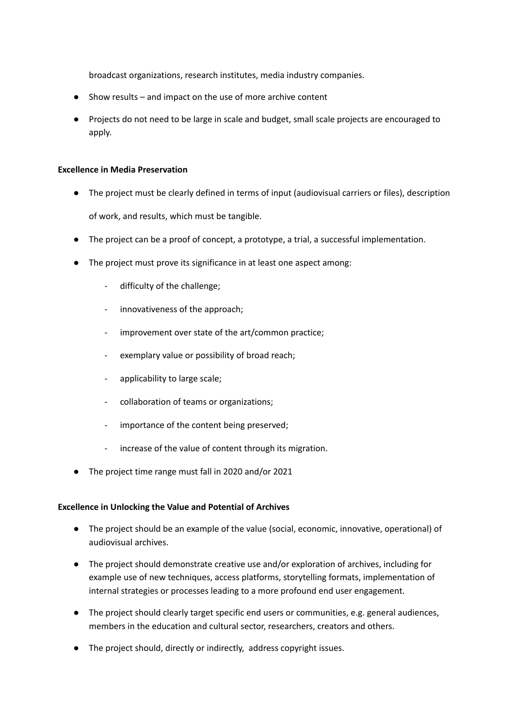broadcast organizations, research institutes, media industry companies.

- Show results – and impact on the use of more archive content
- Projects do not need to be large in scale and budget, small scale projects are encouraged to apply.

**Excellence in Media Preservation**

- The project must be clearly defined in terms of input (audiovisual carriers or files), description of work, and results, which must be tangible.
- The project can be a proof of concept, a prototype, a trial, a successful implementation.
- The project must prove its significance in at least one aspect among:
    - difficulty of the challenge;
    - innovativeness of the approach;
    - improvement over state of the art/common practice;
    - exemplary value or possibility of broad reach;
    - applicability to large scale;
    - collaboration of teams or organizations;
    - importance of the content being preserved;
    - increase of the value of content through its migration.
- The project time range must fall in 2020 and/or 2021

**Excellence in Unlocking the Value and Potential of Archives**

- The project should be an example of the value (social, economic, innovative, operational) of audiovisual archives.
- The project should demonstrate creative use and/or exploration of archives, including for example use of new techniques, access platforms, storytelling formats, implementation of internal strategies or processes leading to a more profound end user engagement.
- The project should clearly target specific end users or communities, e.g. general audiences, members in the education and cultural sector, researchers, creators and others.
- The project should, directly or indirectly, address copyright issues.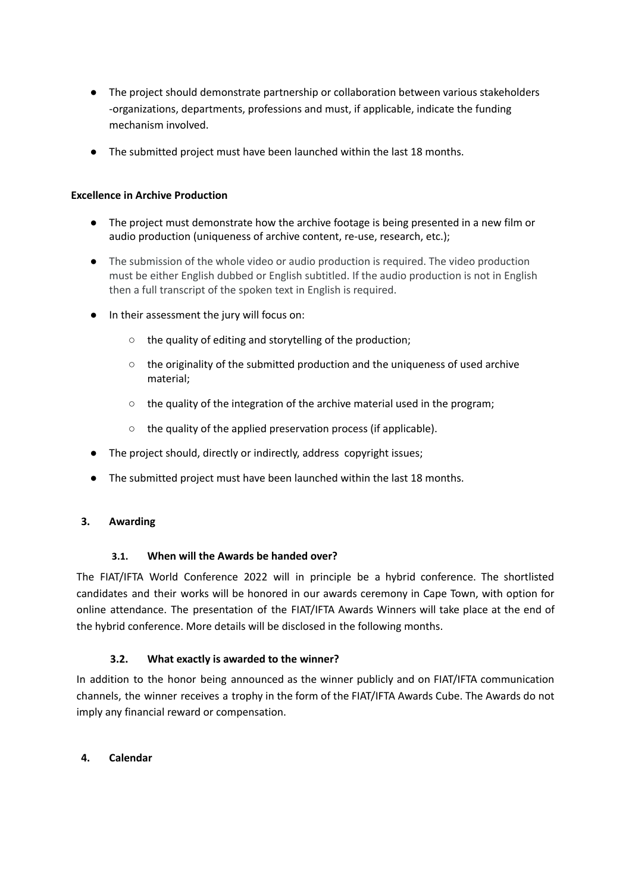- The project should demonstrate partnership or collaboration between various stakeholders -organizations, departments, professions and must, if applicable, indicate the funding mechanism involved.
- The submitted project must have been launched within the last 18 months.

**Excellence in Archive Production**

- The project must demonstrate how the archive footage is being presented in a new film or audio production (uniqueness of archive content, re-use, research, etc.);
- The submission of the whole video or audio production is required. The video production must be either English dubbed or English subtitled. If the audio production is not in English then a full transcript of the spoken text in English is required.
- In their assessment the jury will focus on:
  - the quality of editing and storytelling of the production;
  - the originality of the submitted production and the uniqueness of used archive material;
  - the quality of the integration of the archive material used in the program;
  - the quality of the applied preservation process (if applicable).
- The project should, directly or indirectly, address copyright issues;
- The submitted project must have been launched within the last 18 months.

## 3. Awarding

### 3.1. When will the Awards be handed over?

The FIAT/IFTA World Conference 2022 will in principle be a hybrid conference. The shortlisted candidates and their works will be honored in our awards ceremony in Cape Town, with option for online attendance. The presentation of the FIAT/IFTA Awards Winners will take place at the end of the hybrid conference. More details will be disclosed in the following months.

### 3.2. What exactly is awarded to the winner?

In addition to the honor being announced as the winner publicly and on FIAT/IFTA communication channels, the winner receives a trophy in the form of the FIAT/IFTA Awards Cube. The Awards do not imply any financial reward or compensation.

## 4. Calendar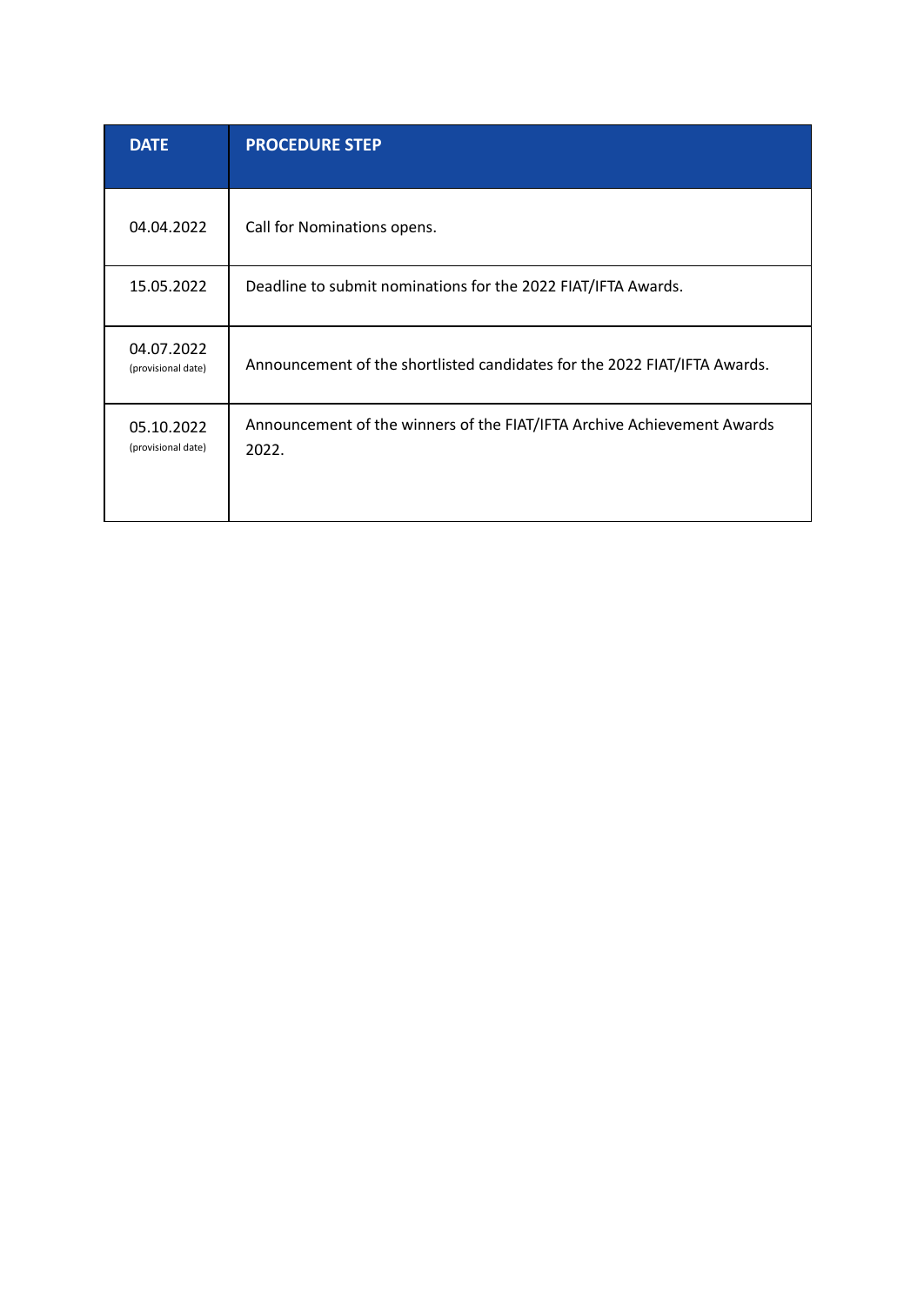| DATE | PROCEDURE STEP |
|---|---|
| 04.04.2022 | Call for Nominations opens. |
| 15.05.2022 | Deadline to submit nominations for the 2022 FIAT/IFTA Awards. |
| 04.07.2022 (provisional date) | Announcement of the shortlisted candidates for the 2022 FIAT/IFTA Awards. |
| 05.10.2022 (provisional date) | Announcement of the winners of the FIAT/IFTA Archive Achievement Awards 2022. |